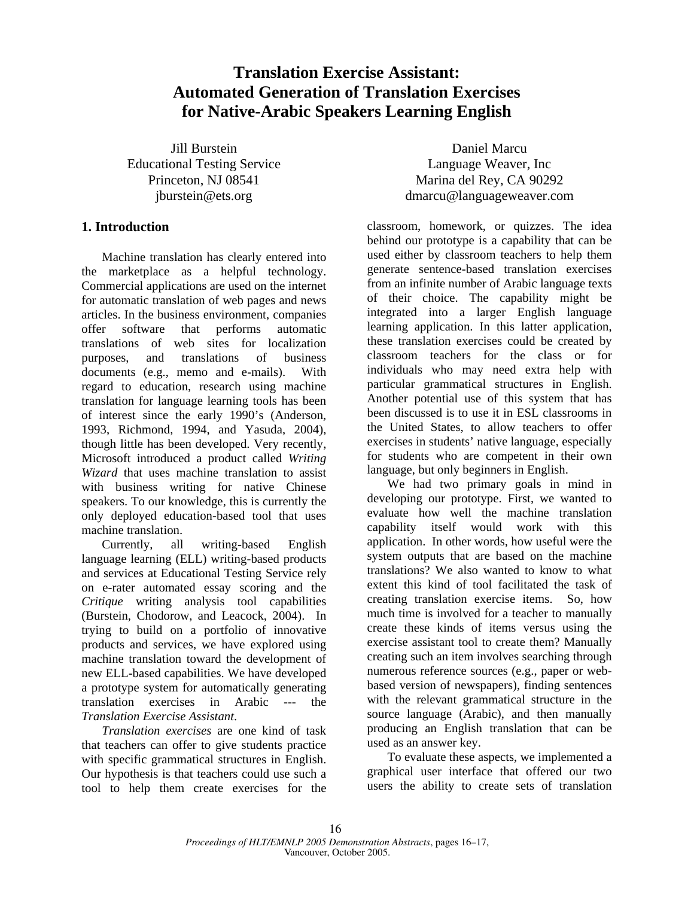# Translation Exercise Assistant: Automated Generation of Translation Exercises for Native-Arabic Speakers Learning English

Jill Burstein
Educational Testing Service
Princeton, NJ 08541
jburstein@ets.org

Daniel Marcu
Language Weaver, Inc
Marina del Rey, CA 90292
dmarcu@languageweaver.com

## 1. Introduction

Machine translation has clearly entered into the marketplace as a helpful technology. Commercial applications are used on the internet for automatic translation of web pages and news articles. In the business environment, companies offer software that performs automatic translations of web sites for localization purposes, and translations of business documents (e.g., memo and e-mails). With regard to education, research using machine translation for language learning tools has been of interest since the early 1990's (Anderson, 1993, Richmond, 1994, and Yasuda, 2004), though little has been developed. Very recently, Microsoft introduced a product called *Writing Wizard* that uses machine translation to assist with business writing for native Chinese speakers. To our knowledge, this is currently the only deployed education-based tool that uses machine translation.

Currently, all writing-based English language learning (ELL) writing-based products and services at Educational Testing Service rely on e-rater automated essay scoring and the *Critique* writing analysis tool capabilities (Burstein, Chodorow, and Leacock, 2004). In trying to build on a portfolio of innovative products and services, we have explored using machine translation toward the development of new ELL-based capabilities. We have developed a prototype system for automatically generating translation exercises in Arabic --- the *Translation Exercise Assistant*.

*Translation exercises* are one kind of task that teachers can offer to give students practice with specific grammatical structures in English. Our hypothesis is that teachers could use such a tool to help them create exercises for the classroom, homework, or quizzes. The idea behind our prototype is a capability that can be used either by classroom teachers to help them generate sentence-based translation exercises from an infinite number of Arabic language texts of their choice. The capability might be integrated into a larger English language learning application. In this latter application, these translation exercises could be created by classroom teachers for the class or for individuals who may need extra help with particular grammatical structures in English. Another potential use of this system that has been discussed is to use it in ESL classrooms in the United States, to allow teachers to offer exercises in students' native language, especially for students who are competent in their own language, but only beginners in English.

We had two primary goals in mind in developing our prototype. First, we wanted to evaluate how well the machine translation capability itself would work with this application. In other words, how useful were the system outputs that are based on the machine translations? We also wanted to know to what extent this kind of tool facilitated the task of creating translation exercise items. So, how much time is involved for a teacher to manually create these kinds of items versus using the exercise assistant tool to create them? Manually creating such an item involves searching through numerous reference sources (e.g., paper or web-based version of newspapers), finding sentences with the relevant grammatical structure in the source language (Arabic), and then manually producing an English translation that can be used as an answer key.

To evaluate these aspects, we implemented a graphical user interface that offered our two users the ability to create sets of translation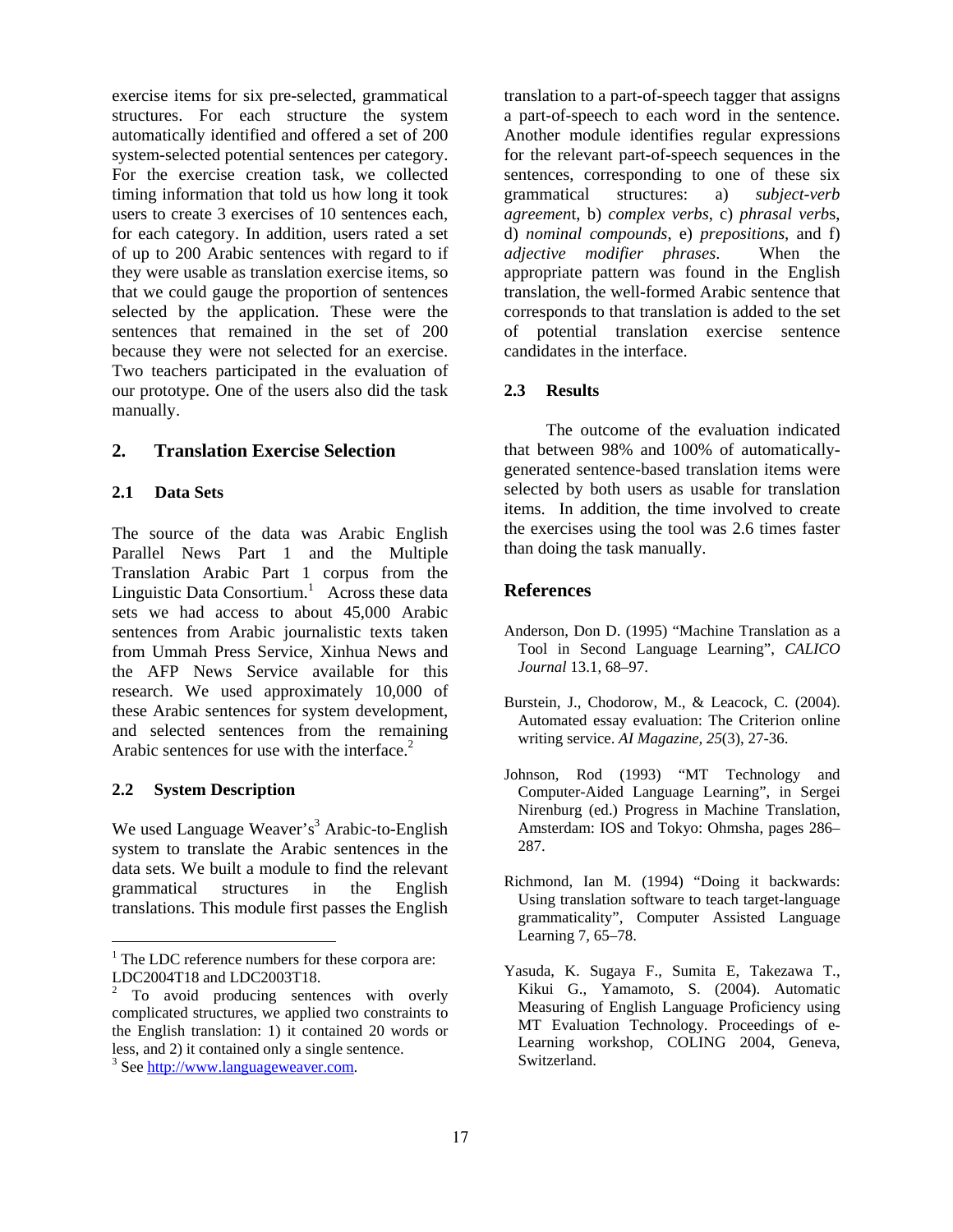exercise items for six pre-selected, grammatical structures. For each structure the system automatically identified and offered a set of 200 system-selected potential sentences per category. For the exercise creation task, we collected timing information that told us how long it took users to create 3 exercises of 10 sentences each, for each category. In addition, users rated a set of up to 200 Arabic sentences with regard to if they were usable as translation exercise items, so that we could gauge the proportion of sentences selected by the application. These were the sentences that remained in the set of 200 because they were not selected for an exercise. Two teachers participated in the evaluation of our prototype. One of the users also did the task manually.

## 2. Translation Exercise Selection

### 2.1 Data Sets

The source of the data was Arabic English Parallel News Part 1 and the Multiple Translation Arabic Part 1 corpus from the Linguistic Data Consortium.[1] Across these data sets we had access to about 45,000 Arabic sentences from Arabic journalistic texts taken from Ummah Press Service, Xinhua News and the AFP News Service available for this research. We used approximately 10,000 of these Arabic sentences for system development, and selected sentences from the remaining Arabic sentences for use with the interface.[2]

### 2.2 System Description

We used Language Weaver's[3] Arabic-to-English system to translate the Arabic sentences in the data sets. We built a module to find the relevant grammatical structures in the English translations. This module first passes the English translation to a part-of-speech tagger that assigns a part-of-speech to each word in the sentence. Another module identifies regular expressions for the relevant part-of-speech sequences in the sentences, corresponding to one of these six grammatical structures: a) *subject-verb agreement*, b) *complex verbs*, c) *phrasal verbs*, d) *nominal compounds*, e) *prepositions*, and f) *adjective modifier phrases*. When the appropriate pattern was found in the English translation, the well-formed Arabic sentence that corresponds to that translation is added to the set of potential translation exercise sentence candidates in the interface.

### 2.3 Results

The outcome of the evaluation indicated that between 98% and 100% of automatically-generated sentence-based translation items were selected by both users as usable for translation items. In addition, the time involved to create the exercises using the tool was 2.6 times faster than doing the task manually.

## References

Anderson, Don D. (1995) "Machine Translation as a Tool in Second Language Learning", *CALICO Journal* 13.1, 68–97.

Burstein, J., Chodorow, M., & Leacock, C. (2004). Automated essay evaluation: The Criterion online writing service. *AI Magazine, 25*(3), 27-36.

Johnson, Rod (1993) "MT Technology and Computer-Aided Language Learning", in Sergei Nirenburg (ed.) Progress in Machine Translation, Amsterdam: IOS and Tokyo: Ohmsha, pages 286–287.

Richmond, Ian M. (1994) "Doing it backwards: Using translation software to teach target-language grammaticality", Computer Assisted Language Learning 7, 65–78.

Yasuda, K. Sugaya F., Sumita E, Takezawa T., Kikui G., Yamamoto, S. (2004). Automatic Measuring of English Language Proficiency using MT Evaluation Technology. Proceedings of e-Learning workshop, COLING 2004, Geneva, Switzerland.

---

[1] The LDC reference numbers for these corpora are: LDC2004T18 and LDC2003T18.

[2] To avoid producing sentences with overly complicated structures, we applied two constraints to the English translation: 1) it contained 20 words or less, and 2) it contained only a single sentence.

[3] See http://www.languageweaver.com.